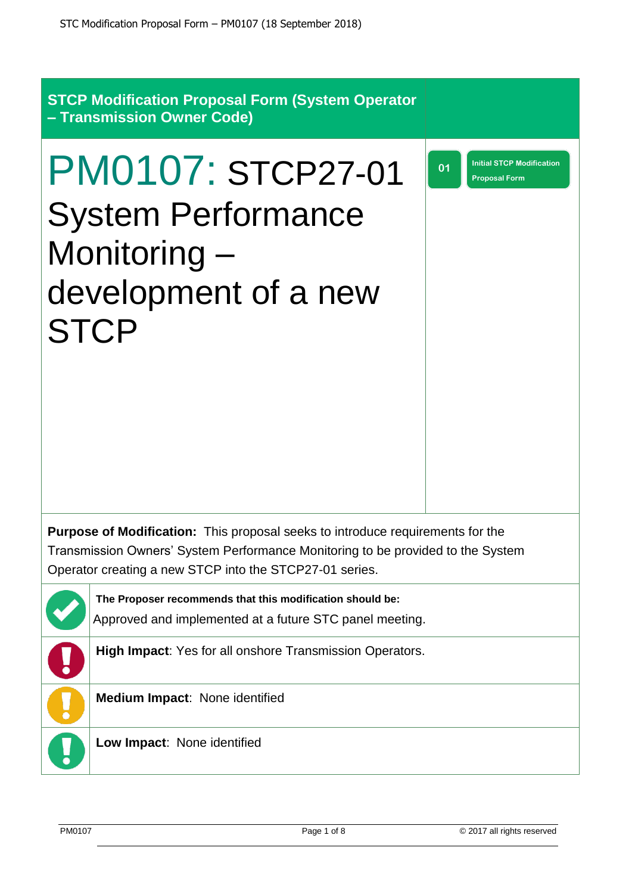**STCP Modification Proposal Form (System Operator – Transmission Owner Code)**

# PM0107: STCP27-01 System Performance Monitoring – development of a new STCP

**01** Initial STCP Modification Proposal Form

**Purpose of Modification:** This proposal seeks to introduce requirements for the Transmission Owners' System Performance Monitoring to be provided to the System Operator creating a new STCP into the STCP27-01 series.

**The Proposer recommends that this modification should be:**
Approved and implemented at a future STC panel meeting.

**High Impact**: Yes for all onshore Transmission Operators.

**Medium Impact**: None identified

**Low Impact**: None identified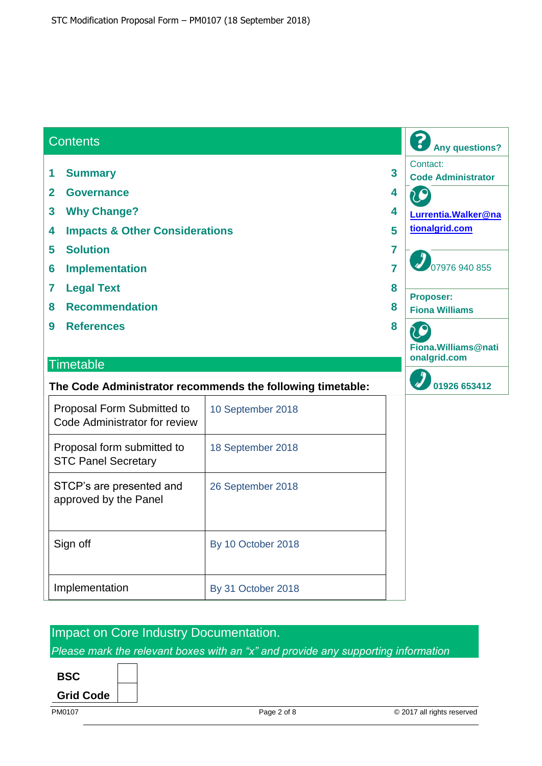## Contents

| | | |
|---|---|---|
| 1 | Summary | 3 |
| 2 | Governance | 4 |
| 3 | Why Change? | 4 |
| 4 | Impacts & Other Considerations | 5 |
| 5 | Solution | 7 |
| 6 | Implementation | 7 |
| 7 | Legal Text | 8 |
| 8 | Recommendation | 8 |
| 9 | References | 8 |

**Any questions?**

Contact:
**Code Administrator**

**Lurrentia.Walker@nationalgrid.com**

07976 940 855

**Proposer:**
**Fiona Williams**

**Fiona.Williams@nationalgrid.com**

**01926 653412**

## Timetable

**The Code Administrator recommends the following timetable:**

| | |
|---|---|
| Proposal Form Submitted to Code Administrator for review | 10 September 2018 |
| Proposal form submitted to STC Panel Secretary | 18 September 2018 |
| STCP's are presented and approved by the Panel | 26 September 2018 |
| Sign off | By 10 October 2018 |
| Implementation | By 31 October 2018 |

## Impact on Core Industry Documentation.

*Please mark the relevant boxes with an "x" and provide any supporting information*

| | |
|---|---|
| **BSC** | |
| **Grid Code** | |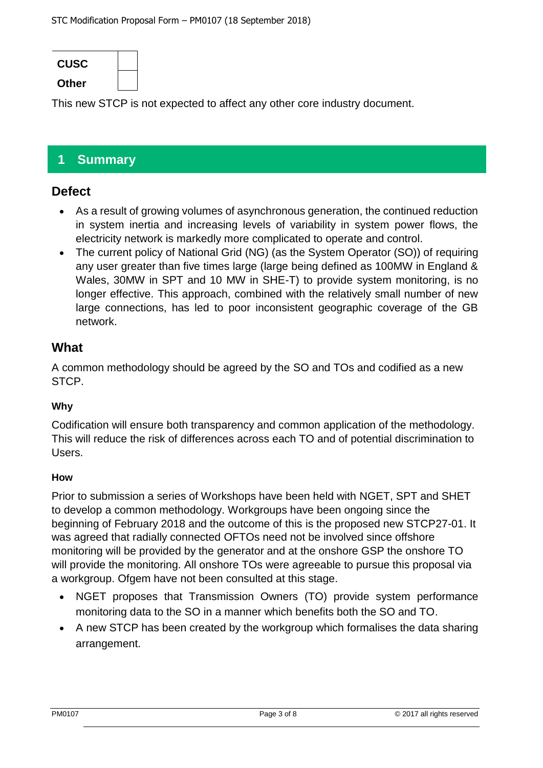| CUSC | |
|---|---|
| Other | |

This new STCP is not expected to affect any other core industry document.

# 1 Summary

## Defect

- As a result of growing volumes of asynchronous generation, the continued reduction in system inertia and increasing levels of variability in system power flows, the electricity network is markedly more complicated to operate and control.
- The current policy of National Grid (NG) (as the System Operator (SO)) of requiring any user greater than five times large (large being defined as 100MW in England & Wales, 30MW in SPT and 10 MW in SHE-T) to provide system monitoring, is no longer effective. This approach, combined with the relatively small number of new large connections, has led to poor inconsistent geographic coverage of the GB network.

## What

A common methodology should be agreed by the SO and TOs and codified as a new STCP.

### Why

Codification will ensure both transparency and common application of the methodology. This will reduce the risk of differences across each TO and of potential discrimination to Users.

### How

Prior to submission a series of Workshops have been held with NGET, SPT and SHET to develop a common methodology. Workgroups have been ongoing since the beginning of February 2018 and the outcome of this is the proposed new STCP27-01. It was agreed that radially connected OFTOs need not be involved since offshore monitoring will be provided by the generator and at the onshore GSP the onshore TO will provide the monitoring. All onshore TOs were agreeable to pursue this proposal via a workgroup. Ofgem have not been consulted at this stage.

- NGET proposes that Transmission Owners (TO) provide system performance monitoring data to the SO in a manner which benefits both the SO and TO.
- A new STCP has been created by the workgroup which formalises the data sharing arrangement.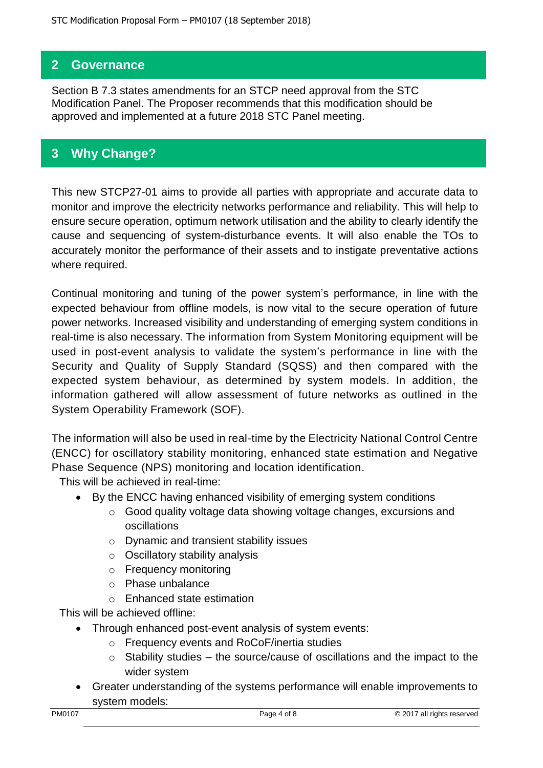## 2 Governance

Section B 7.3 states amendments for an STCP need approval from the STC Modification Panel. The Proposer recommends that this modification should be approved and implemented at a future 2018 STC Panel meeting.

## 3 Why Change?

This new STCP27-01 aims to provide all parties with appropriate and accurate data to monitor and improve the electricity networks performance and reliability. This will help to ensure secure operation, optimum network utilisation and the ability to clearly identify the cause and sequencing of system-disturbance events. It will also enable the TOs to accurately monitor the performance of their assets and to instigate preventative actions where required.

Continual monitoring and tuning of the power system's performance, in line with the expected behaviour from offline models, is now vital to the secure operation of future power networks. Increased visibility and understanding of emerging system conditions in real-time is also necessary. The information from System Monitoring equipment will be used in post-event analysis to validate the system's performance in line with the Security and Quality of Supply Standard (SQSS) and then compared with the expected system behaviour, as determined by system models. In addition, the information gathered will allow assessment of future networks as outlined in the System Operability Framework (SOF).

The information will also be used in real-time by the Electricity National Control Centre (ENCC) for oscillatory stability monitoring, enhanced state estimation and Negative Phase Sequence (NPS) monitoring and location identification.

This will be achieved in real-time:

- By the ENCC having enhanced visibility of emerging system conditions
  - Good quality voltage data showing voltage changes, excursions and oscillations
  - Dynamic and transient stability issues
  - Oscillatory stability analysis
  - Frequency monitoring
  - Phase unbalance
  - Enhanced state estimation

This will be achieved offline:

- Through enhanced post-event analysis of system events:
  - Frequency events and RoCoF/inertia studies
  - Stability studies – the source/cause of oscillations and the impact to the wider system
- Greater understanding of the systems performance will enable improvements to system models: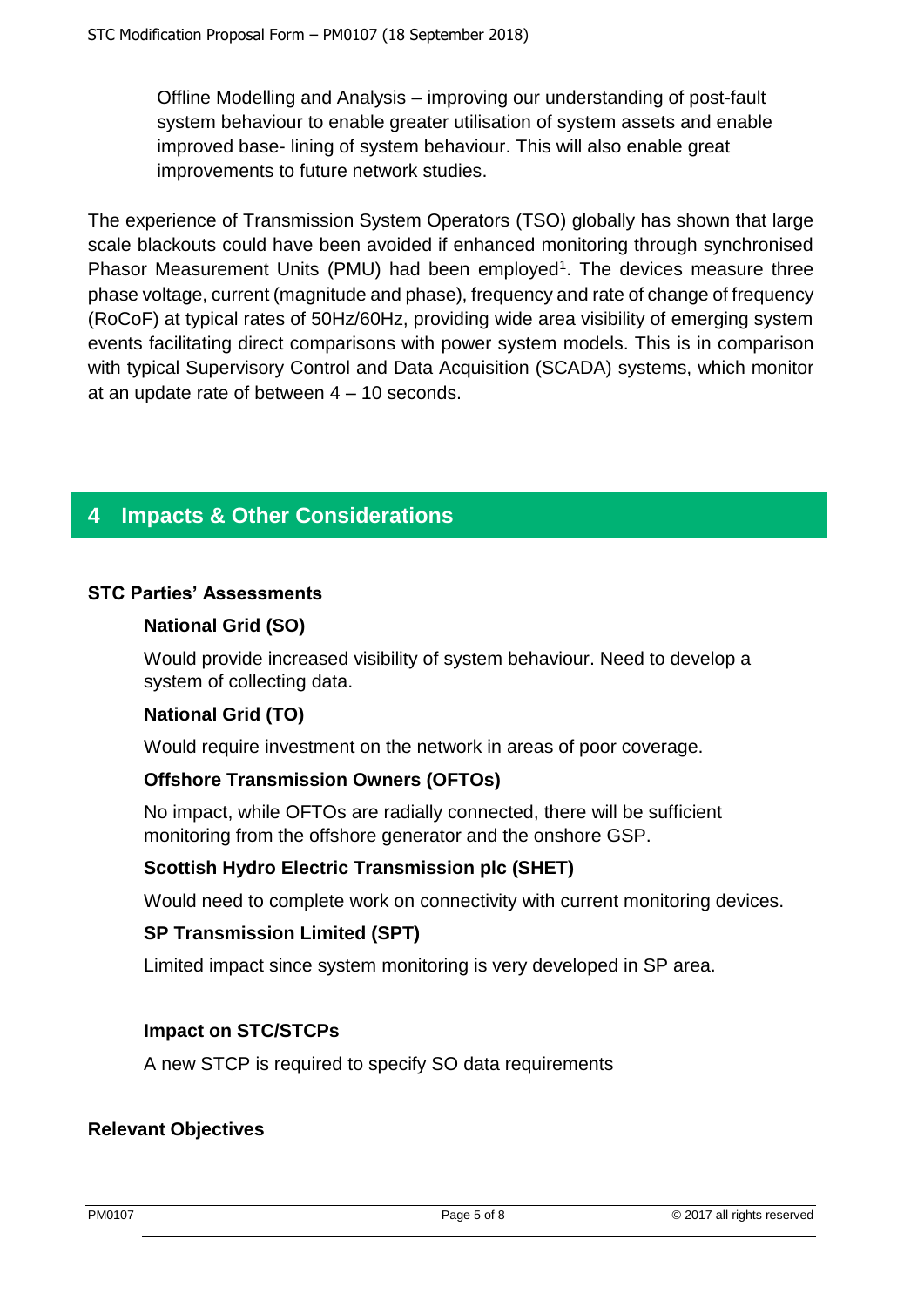Offline Modelling and Analysis – improving our understanding of post-fault system behaviour to enable greater utilisation of system assets and enable improved base- lining of system behaviour. This will also enable great improvements to future network studies.

The experience of Transmission System Operators (TSO) globally has shown that large scale blackouts could have been avoided if enhanced monitoring through synchronised Phasor Measurement Units (PMU) had been employed[1]. The devices measure three phase voltage, current (magnitude and phase), frequency and rate of change of frequency (RoCoF) at typical rates of 50Hz/60Hz, providing wide area visibility of emerging system events facilitating direct comparisons with power system models. This is in comparison with typical Supervisory Control and Data Acquisition (SCADA) systems, which monitor at an update rate of between 4 – 10 seconds.

## 4 Impacts & Other Considerations

### STC Parties' Assessments

**National Grid (SO)**

Would provide increased visibility of system behaviour. Need to develop a system of collecting data.

**National Grid (TO)**

Would require investment on the network in areas of poor coverage.

**Offshore Transmission Owners (OFTOs)**

No impact, while OFTOs are radially connected, there will be sufficient monitoring from the offshore generator and the onshore GSP.

**Scottish Hydro Electric Transmission plc (SHET)**

Would need to complete work on connectivity with current monitoring devices.

**SP Transmission Limited (SPT)**

Limited impact since system monitoring is very developed in SP area.

**Impact on STC/STCPs**

A new STCP is required to specify SO data requirements

### Relevant Objectives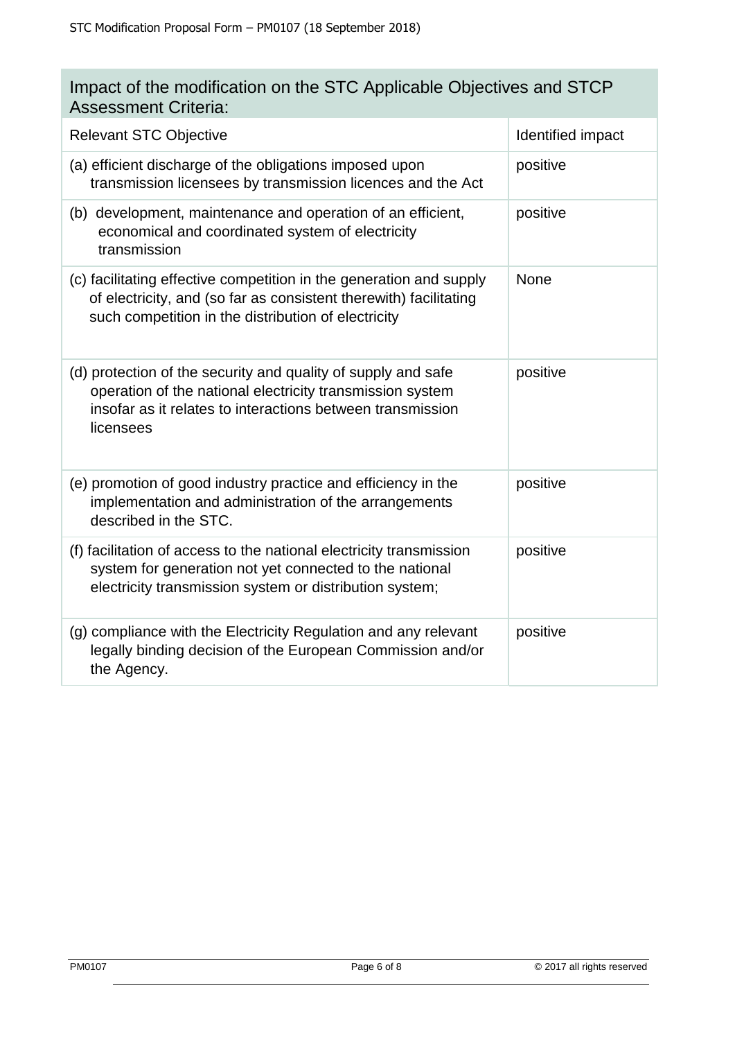## Impact of the modification on the STC Applicable Objectives and STCP Assessment Criteria:

| Relevant STC Objective | Identified impact |
|---|---|
| (a) efficient discharge of the obligations imposed upon transmission licensees by transmission licences and the Act | positive |
| (b) development, maintenance and operation of an efficient, economical and coordinated system of electricity transmission | positive |
| (c) facilitating effective competition in the generation and supply of electricity, and (so far as consistent therewith) facilitating such competition in the distribution of electricity | None |
| (d) protection of the security and quality of supply and safe operation of the national electricity transmission system insofar as it relates to interactions between transmission licensees | positive |
| (e) promotion of good industry practice and efficiency in the implementation and administration of the arrangements described in the STC. | positive |
| (f) facilitation of access to the national electricity transmission system for generation not yet connected to the national electricity transmission system or distribution system; | positive |
| (g) compliance with the Electricity Regulation and any relevant legally binding decision of the European Commission and/or the Agency. | positive |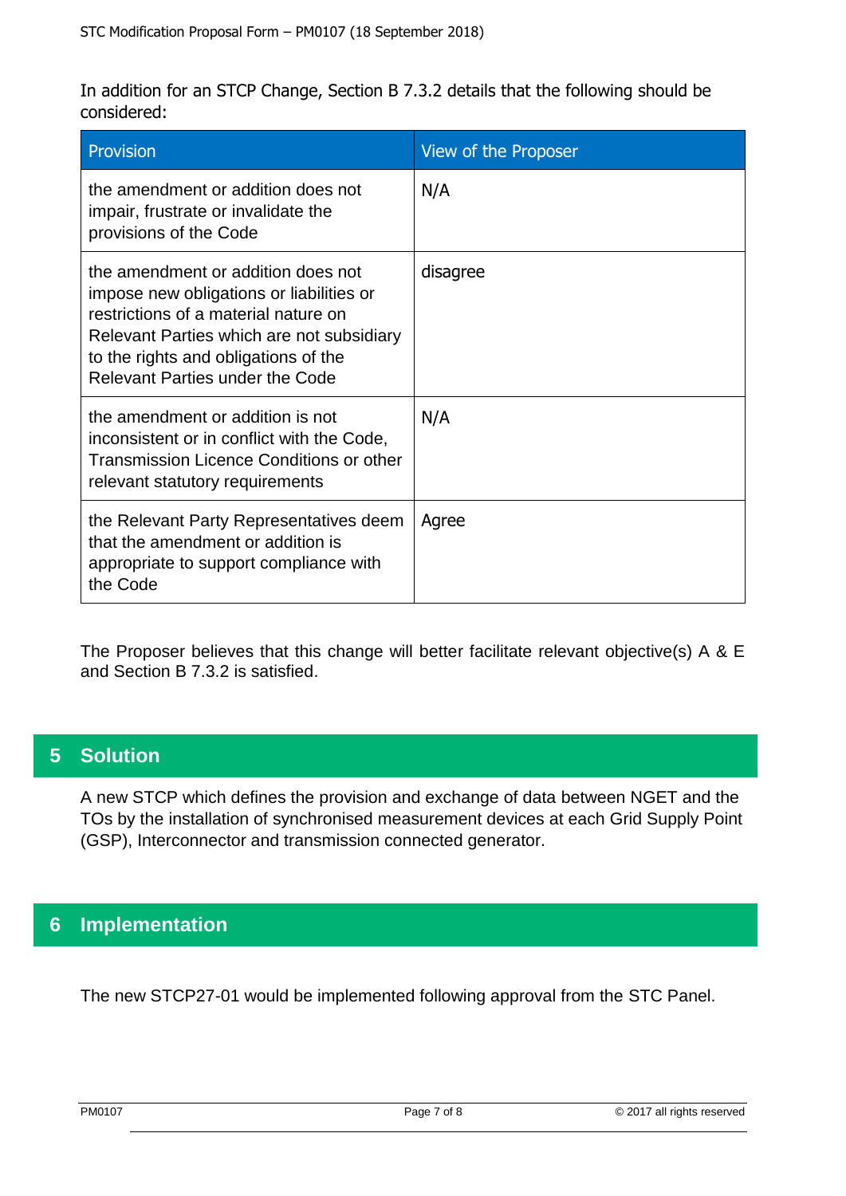In addition for an STCP Change, Section B 7.3.2 details that the following should be considered:

| Provision | View of the Proposer |
| --- | --- |
| the amendment or addition does not impair, frustrate or invalidate the provisions of the Code | N/A |
| the amendment or addition does not impose new obligations or liabilities or restrictions of a material nature on Relevant Parties which are not subsidiary to the rights and obligations of the Relevant Parties under the Code | disagree |
| the amendment or addition is not inconsistent or in conflict with the Code, Transmission Licence Conditions or other relevant statutory requirements | N/A |
| the Relevant Party Representatives deem that the amendment or addition is appropriate to support compliance with the Code | Agree |

The Proposer believes that this change will better facilitate relevant objective(s) A & E and Section B 7.3.2 is satisfied.

## 5 Solution

A new STCP which defines the provision and exchange of data between NGET and the TOs by the installation of synchronised measurement devices at each Grid Supply Point (GSP), Interconnector and transmission connected generator.

## 6 Implementation

The new STCP27-01 would be implemented following approval from the STC Panel.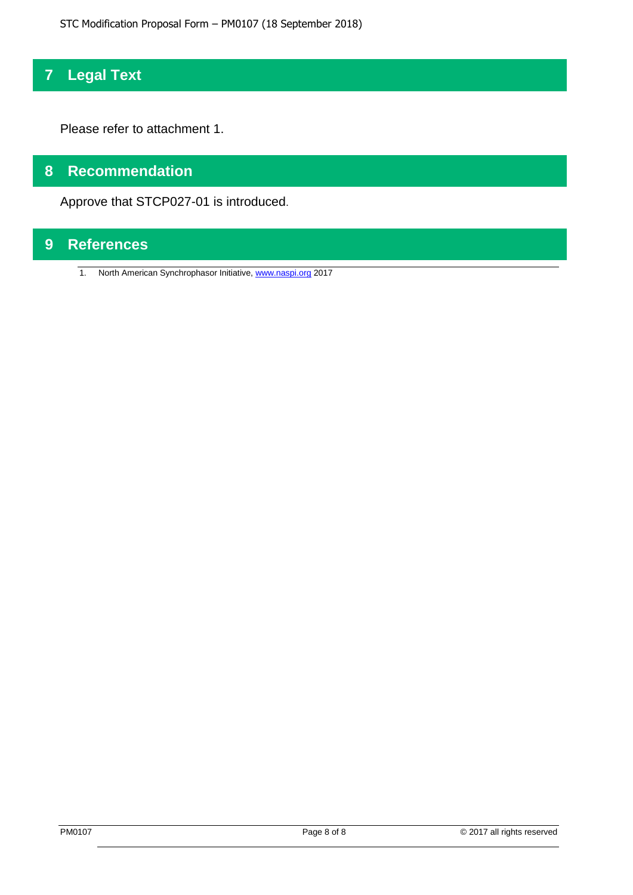## 7 Legal Text

Please refer to attachment 1.

## 8 Recommendation

Approve that STCP027-01 is introduced.

## 9 References

1. North American Synchrophasor Initiative, www.naspi.org 2017